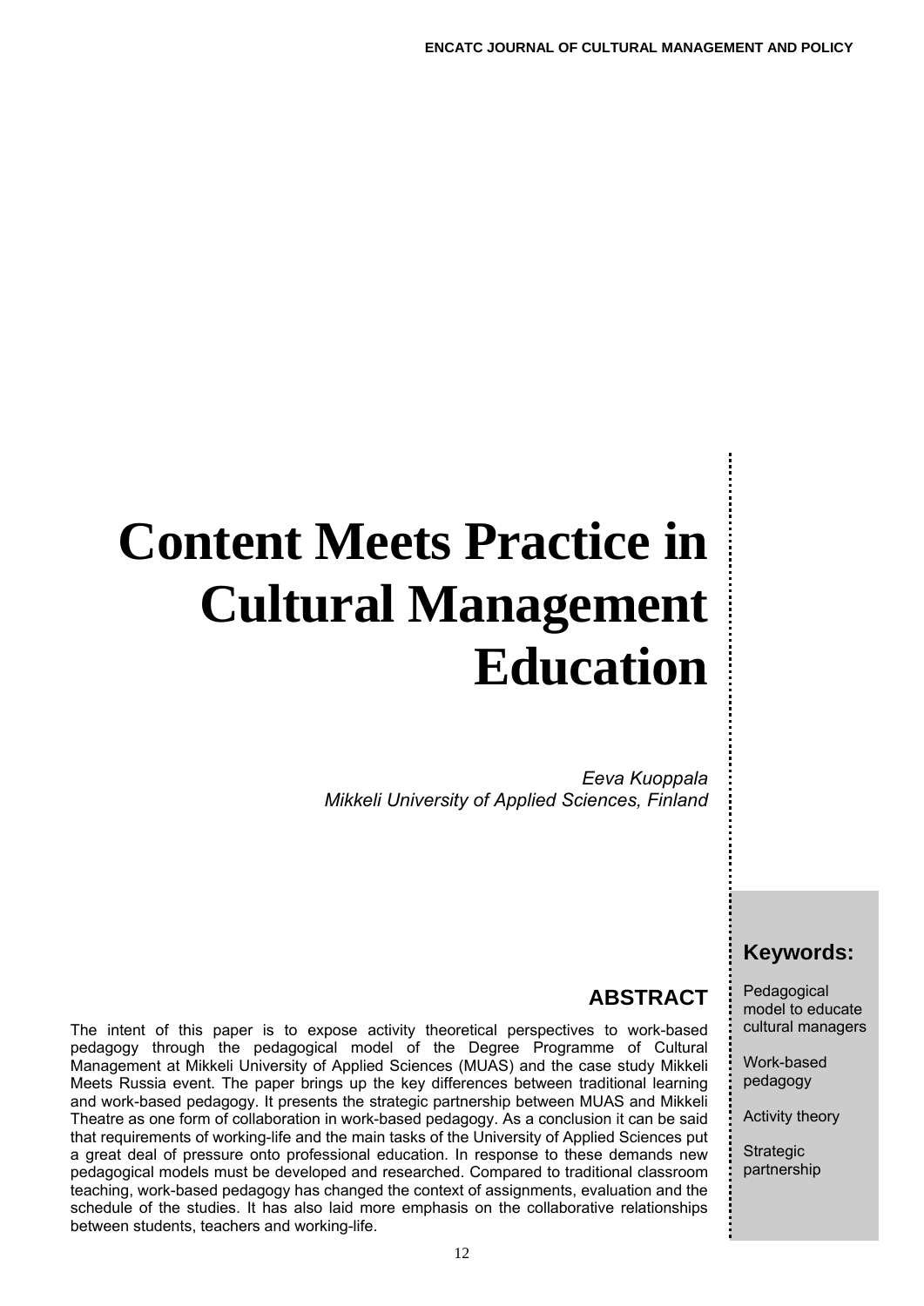# Content Meets Practice in Cultural Management Education

*Eeva Kuoppala*
*Mikkeli University of Applied Sciences, Finland*

## ABSTRACT

The intent of this paper is to expose activity theoretical perspectives to work-based pedagogy through the pedagogical model of the Degree Programme of Cultural Management at Mikkeli University of Applied Sciences (MUAS) and the case study Mikkeli Meets Russia event. The paper brings up the key differences between traditional learning and work-based pedagogy. It presents the strategic partnership between MUAS and Mikkeli Theatre as one form of collaboration in work-based pedagogy. As a conclusion it can be said that requirements of working-life and the main tasks of the University of Applied Sciences put a great deal of pressure onto professional education. In response to these demands new pedagogical models must be developed and researched. Compared to traditional classroom teaching, work-based pedagogy has changed the context of assignments, evaluation and the schedule of the studies. It has also laid more emphasis on the collaborative relationships between students, teachers and working-life.

## Keywords:

Pedagogical model to educate cultural managers

Work-based pedagogy

Activity theory

Strategic partnership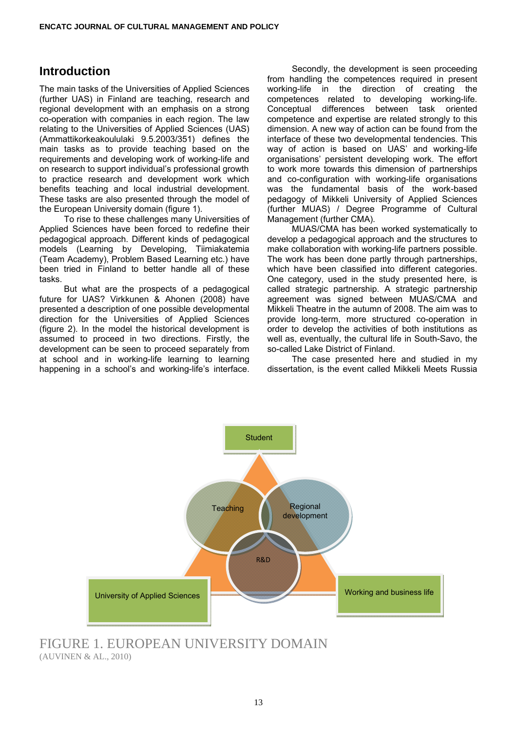## Introduction

The main tasks of the Universities of Applied Sciences (further UAS) in Finland are teaching, research and regional development with an emphasis on a strong co-operation with companies in each region. The law relating to the Universities of Applied Sciences (UAS) (Ammattikorkeakoululaki 9.5.2003/351) defines the main tasks as to provide teaching based on the requirements and developing work of working-life and on research to support individual's professional growth to practice research and development work which benefits teaching and local industrial development. These tasks are also presented through the model of the European University domain (figure 1).

To rise to these challenges many Universities of Applied Sciences have been forced to redefine their pedagogical approach. Different kinds of pedagogical models (Learning by Developing, Tiimiakatemia (Team Academy), Problem Based Learning etc.) have been tried in Finland to better handle all of these tasks.

But what are the prospects of a pedagogical future for UAS? Virkkunen & Ahonen (2008) have presented a description of one possible developmental direction for the Universities of Applied Sciences (figure 2). In the model the historical development is assumed to proceed in two directions. Firstly, the development can be seen to proceed separately from at school and in working-life learning to learning happening in a school's and working-life's interface.

Secondly, the development is seen proceeding from handling the competences required in present working-life in the direction of creating the competences related to developing working-life. Conceptual differences between task oriented competence and expertise are related strongly to this dimension. A new way of action can be found from the interface of these two developmental tendencies. This way of action is based on UAS' and working-life organisations' persistent developing work. The effort to work more towards this dimension of partnerships and co-configuration with working-life organisations was the fundamental basis of the work-based pedagogy of Mikkeli University of Applied Sciences (further MUAS) / Degree Programme of Cultural Management (further CMA).

MUAS/CMA has been worked systematically to develop a pedagogical approach and the structures to make collaboration with working-life partners possible. The work has been done partly through partnerships, which have been classified into different categories. One category, used in the study presented here, is called strategic partnership. A strategic partnership agreement was signed between MUAS/CMA and Mikkeli Theatre in the autumn of 2008. The aim was to provide long-term, more structured co-operation in order to develop the activities of both institutions as well as, eventually, the cultural life in South-Savo, the so-called Lake District of Finland.

The case presented here and studied in my dissertation, is the event called Mikkeli Meets Russia

FIGURE 1. EUROPEAN UNIVERSITY DOMAIN
(AUVINEN & AL., 2010)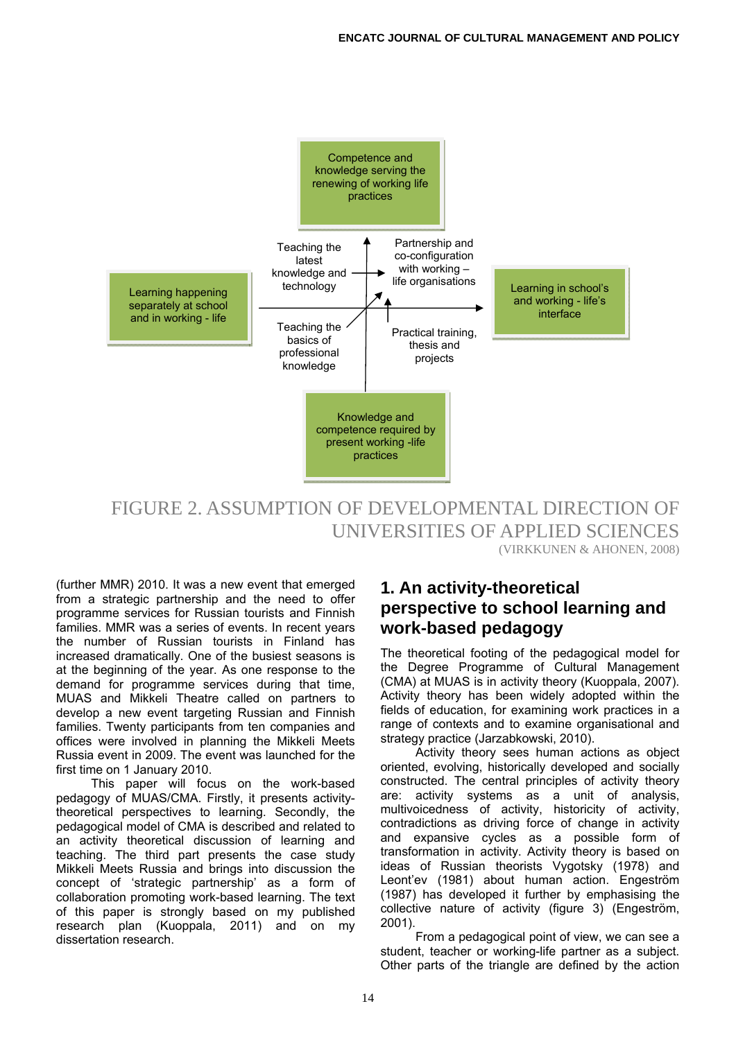Competence and knowledge serving the renewing of working life practices

Teaching the latest knowledge and technology

Partnership and co-configuration with working – life organisations

Learning happening separately at school and in working - life

Learning in school's and working - life's interface

Teaching the basics of professional knowledge

Practical training, thesis and projects

Knowledge and competence required by present working -life practices

FIGURE 2. ASSUMPTION OF DEVELOPMENTAL DIRECTION OF UNIVERSITIES OF APPLIED SCIENCES

(VIRKKUNEN & AHONEN, 2008)

(further MMR) 2010. It was a new event that emerged from a strategic partnership and the need to offer programme services for Russian tourists and Finnish families. MMR was a series of events. In recent years the number of Russian tourists in Finland has increased dramatically. One of the busiest seasons is at the beginning of the year. As one response to the demand for programme services during that time, MUAS and Mikkeli Theatre called on partners to develop a new event targeting Russian and Finnish families. Twenty participants from ten companies and offices were involved in planning the Mikkeli Meets Russia event in 2009. The event was launched for the first time on 1 January 2010.

This paper will focus on the work-based pedagogy of MUAS/CMA. Firstly, it presents activity-theoretical perspectives to learning. Secondly, the pedagogical model of CMA is described and related to an activity theoretical discussion of learning and teaching. The third part presents the case study Mikkeli Meets Russia and brings into discussion the concept of 'strategic partnership' as a form of collaboration promoting work-based learning. The text of this paper is strongly based on my published research plan (Kuoppala, 2011) and on my dissertation research.

## 1. An activity-theoretical perspective to school learning and work-based pedagogy

The theoretical footing of the pedagogical model for the Degree Programme of Cultural Management (CMA) at MUAS is in activity theory (Kuoppala, 2007). Activity theory has been widely adopted within the fields of education, for examining work practices in a range of contexts and to examine organisational and strategy practice (Jarzabkowski, 2010).

Activity theory sees human actions as object oriented, evolving, historically developed and socially constructed. The central principles of activity theory are: activity systems as a unit of analysis, multivoicedness of activity, historicity of activity, contradictions as driving force of change in activity and expansive cycles as a possible form of transformation in activity. Activity theory is based on ideas of Russian theorists Vygotsky (1978) and Leont'ev (1981) about human action. Engeström (1987) has developed it further by emphasising the collective nature of activity (figure 3) (Engeström, 2001).

From a pedagogical point of view, we can see a student, teacher or working-life partner as a subject. Other parts of the triangle are defined by the action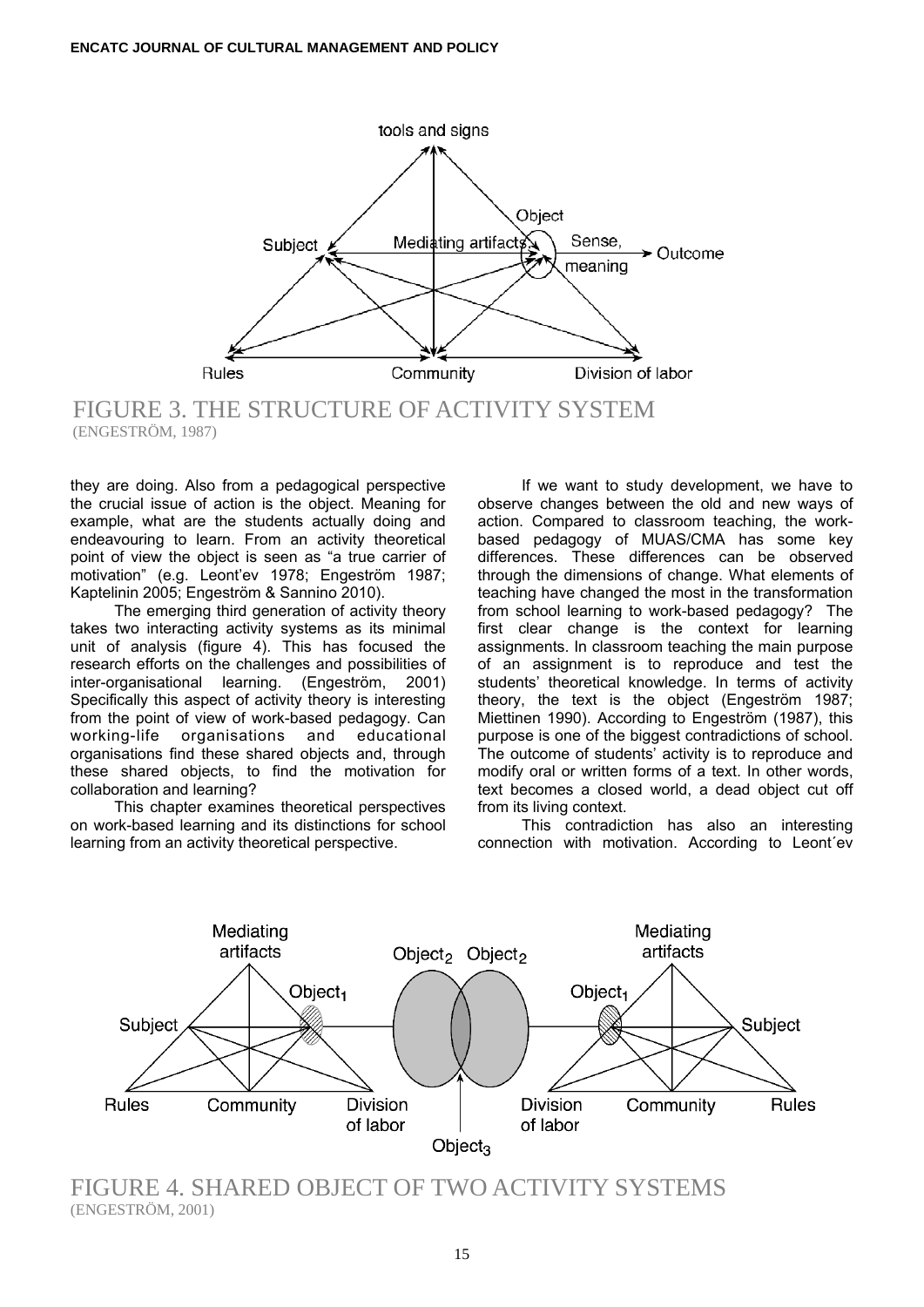FIGURE 3. THE STRUCTURE OF ACTIVITY SYSTEM
(ENGESTRÖM, 1987)

they are doing. Also from a pedagogical perspective the crucial issue of action is the object. Meaning for example, what are the students actually doing and endeavouring to learn. From an activity theoretical point of view the object is seen as "a true carrier of motivation" (e.g. Leont'ev 1978; Engeström 1987; Kaptelinin 2005; Engeström & Sannino 2010).

The emerging third generation of activity theory takes two interacting activity systems as its minimal unit of analysis (figure 4). This has focused the research efforts on the challenges and possibilities of inter-organisational learning. (Engeström, 2001) Specifically this aspect of activity theory is interesting from the point of view of work-based pedagogy. Can working-life organisations and educational organisations find these shared objects and, through these shared objects, to find the motivation for collaboration and learning?

This chapter examines theoretical perspectives on work-based learning and its distinctions for school learning from an activity theoretical perspective.

If we want to study development, we have to observe changes between the old and new ways of action. Compared to classroom teaching, the work-based pedagogy of MUAS/CMA has some key differences. These differences can be observed through the dimensions of change. What elements of teaching have changed the most in the transformation from school learning to work-based pedagogy? The first clear change is the context for learning assignments. In classroom teaching the main purpose of an assignment is to reproduce and test the students' theoretical knowledge. In terms of activity theory, the text is the object (Engeström 1987; Miettinen 1990). According to Engeström (1987), this purpose is one of the biggest contradictions of school. The outcome of students' activity is to reproduce and modify oral or written forms of a text. In other words, text becomes a closed world, a dead object cut off from its living context.

This contradiction has also an interesting connection with motivation. According to Leont´ev

FIGURE 4. SHARED OBJECT OF TWO ACTIVITY SYSTEMS
(ENGESTRÖM, 2001)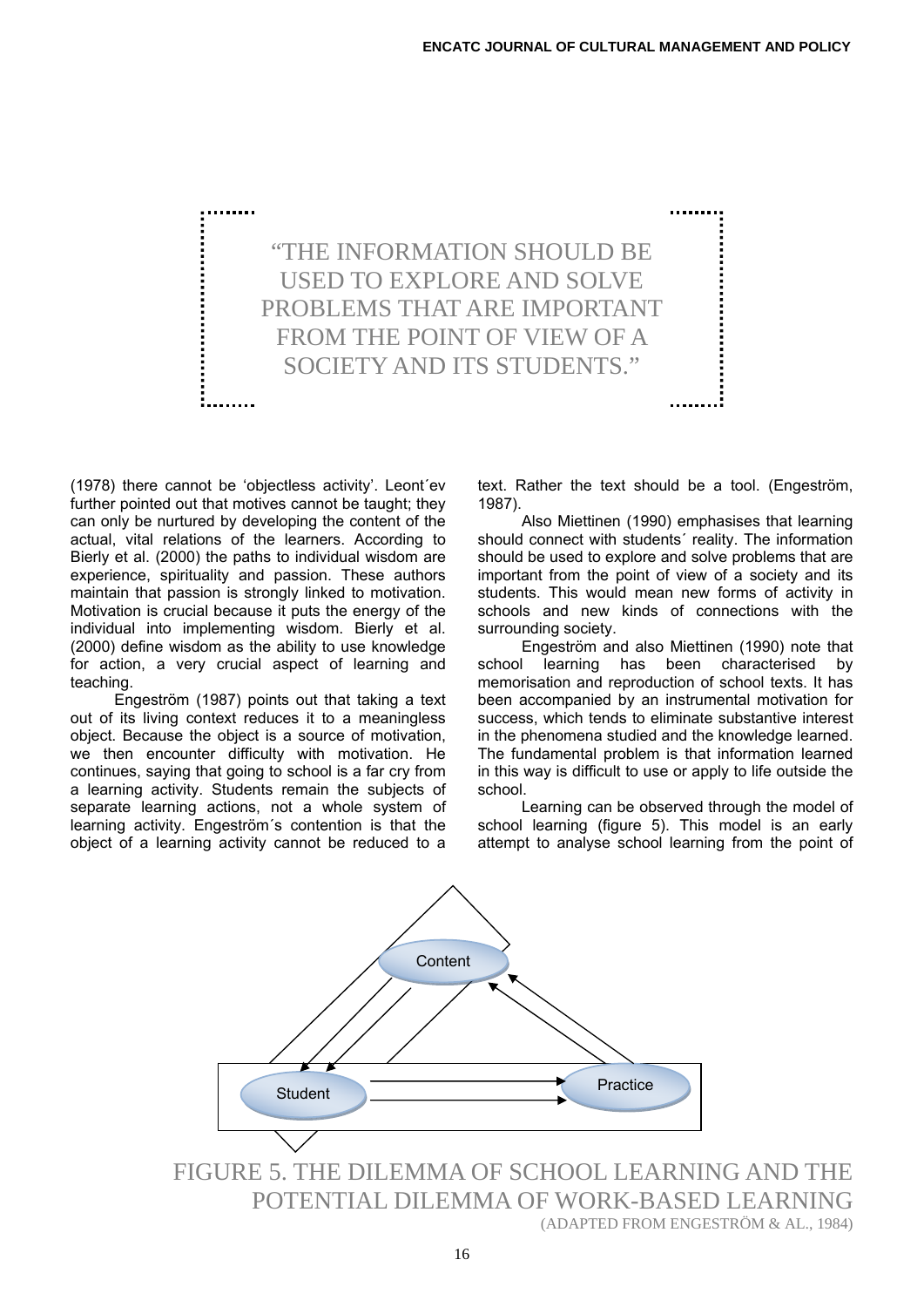> "THE INFORMATION SHOULD BE USED TO EXPLORE AND SOLVE PROBLEMS THAT ARE IMPORTANT FROM THE POINT OF VIEW OF A SOCIETY AND ITS STUDENTS."

(1978) there cannot be 'objectless activity'. Leont´ev further pointed out that motives cannot be taught; they can only be nurtured by developing the content of the actual, vital relations of the learners. According to Bierly et al. (2000) the paths to individual wisdom are experience, spirituality and passion. These authors maintain that passion is strongly linked to motivation. Motivation is crucial because it puts the energy of the individual into implementing wisdom. Bierly et al. (2000) define wisdom as the ability to use knowledge for action, a very crucial aspect of learning and teaching.

Engeström (1987) points out that taking a text out of its living context reduces it to a meaningless object. Because the object is a source of motivation, we then encounter difficulty with motivation. He continues, saying that going to school is a far cry from a learning activity. Students remain the subjects of separate learning actions, not a whole system of learning activity. Engeström´s contention is that the object of a learning activity cannot be reduced to a text. Rather the text should be a tool. (Engeström, 1987).

Also Miettinen (1990) emphasises that learning should connect with students´ reality. The information should be used to explore and solve problems that are important from the point of view of a society and its students. This would mean new forms of activity in schools and new kinds of connections with the surrounding society.

Engeström and also Miettinen (1990) note that school learning has been characterised by memorisation and reproduction of school texts. It has been accompanied by an instrumental motivation for success, which tends to eliminate substantive interest in the phenomena studied and the knowledge learned. The fundamental problem is that information learned in this way is difficult to use or apply to life outside the school.

Learning can be observed through the model of school learning (figure 5). This model is an early attempt to analyse school learning from the point of

Content

Student

Practice

FIGURE 5. THE DILEMMA OF SCHOOL LEARNING AND THE POTENTIAL DILEMMA OF WORK-BASED LEARNING (ADAPTED FROM ENGESTRÖM & AL., 1984)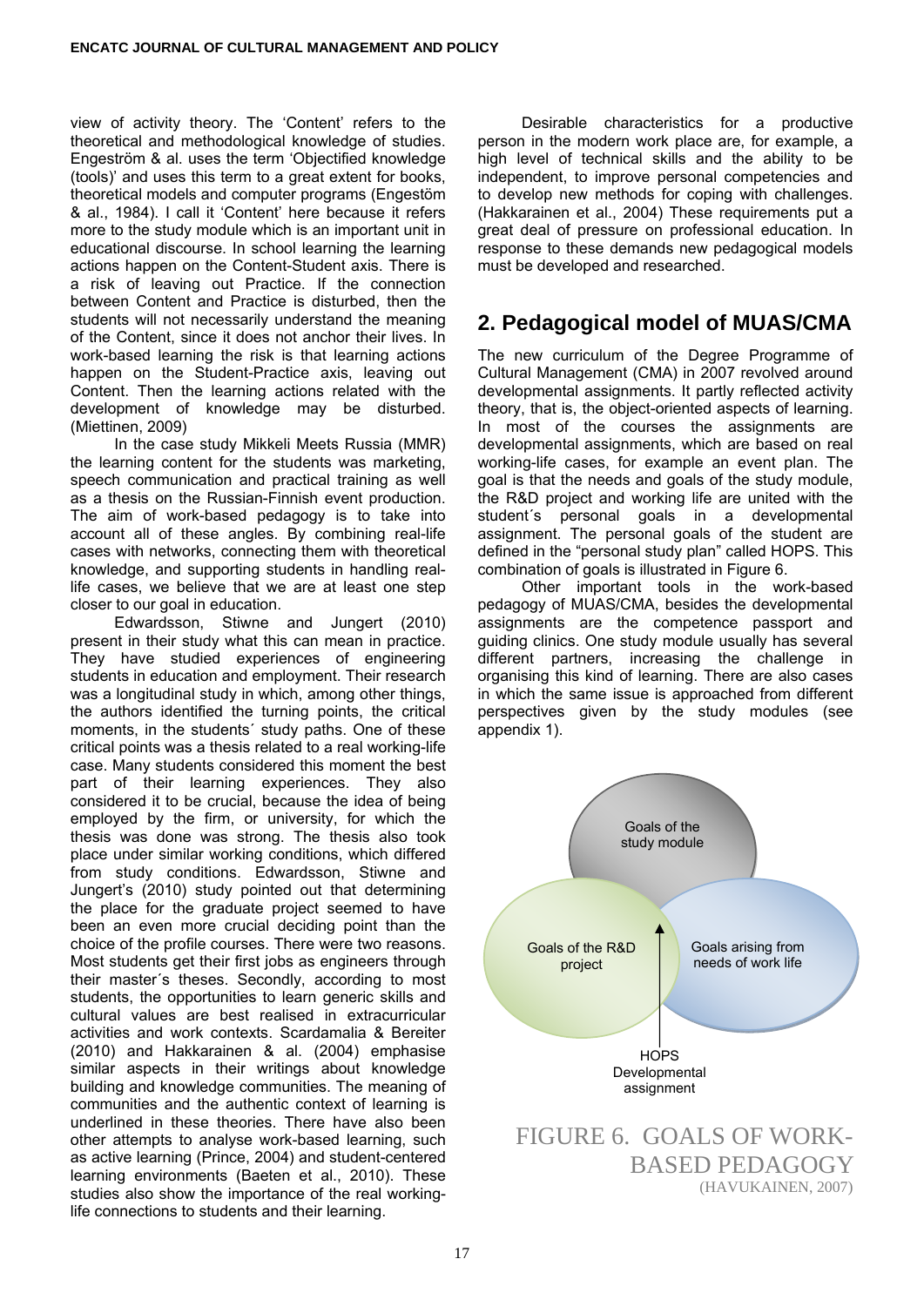view of activity theory. The 'Content' refers to the theoretical and methodological knowledge of studies. Engeström & al. uses the term 'Objectified knowledge (tools)' and uses this term to a great extent for books, theoretical models and computer programs (Engestöm & al., 1984). I call it 'Content' here because it refers more to the study module which is an important unit in educational discourse. In school learning the learning actions happen on the Content-Student axis. There is a risk of leaving out Practice. If the connection between Content and Practice is disturbed, then the students will not necessarily understand the meaning of the Content, since it does not anchor their lives. In work-based learning the risk is that learning actions happen on the Student-Practice axis, leaving out Content. Then the learning actions related with the development of knowledge may be disturbed. (Miettinen, 2009)

In the case study Mikkeli Meets Russia (MMR) the learning content for the students was marketing, speech communication and practical training as well as a thesis on the Russian-Finnish event production. The aim of work-based pedagogy is to take into account all of these angles. By combining real-life cases with networks, connecting them with theoretical knowledge, and supporting students in handling real-life cases, we believe that we are at least one step closer to our goal in education.

Edwardsson, Stiwne and Jungert (2010) present in their study what this can mean in practice. They have studied experiences of engineering students in education and employment. Their research was a longitudinal study in which, among other things, the authors identified the turning points, the critical moments, in the students´ study paths. One of these critical points was a thesis related to a real working-life case. Many students considered this moment the best part of their learning experiences. They also considered it to be crucial, because the idea of being employed by the firm, or university, for which the thesis was done was strong. The thesis also took place under similar working conditions, which differed from study conditions. Edwardsson, Stiwne and Jungert's (2010) study pointed out that determining the place for the graduate project seemed to have been an even more crucial deciding point than the choice of the profile courses. There were two reasons. Most students get their first jobs as engineers through their master´s theses. Secondly, according to most students, the opportunities to learn generic skills and cultural values are best realised in extracurricular activities and work contexts. Scardamalia & Bereiter (2010) and Hakkarainen & al. (2004) emphasise similar aspects in their writings about knowledge building and knowledge communities. The meaning of communities and the authentic context of learning is underlined in these theories. There have also been other attempts to analyse work-based learning, such as active learning (Prince, 2004) and student-centered learning environments (Baeten et al., 2010). These studies also show the importance of the real working-life connections to students and their learning.

Desirable characteristics for a productive person in the modern work place are, for example, a high level of technical skills and the ability to be independent, to improve personal competencies and to develop new methods for coping with challenges. (Hakkarainen et al., 2004) These requirements put a great deal of pressure on professional education. In response to these demands new pedagogical models must be developed and researched.

## 2. Pedagogical model of MUAS/CMA

The new curriculum of the Degree Programme of Cultural Management (CMA) in 2007 revolved around developmental assignments. It partly reflected activity theory, that is, the object-oriented aspects of learning. In most of the courses the assignments are developmental assignments, which are based on real working-life cases, for example an event plan. The goal is that the needs and goals of the study module, the R&D project and working life are united with the student´s personal goals in a developmental assignment. The personal goals of the student are defined in the "personal study plan" called HOPS. This combination of goals is illustrated in Figure 6.

Other important tools in the work-based pedagogy of MUAS/CMA, besides the developmental assignments are the competence passport and guiding clinics. One study module usually has several different partners, increasing the challenge in organising this kind of learning. There are also cases in which the same issue is approached from different perspectives given by the study modules (see appendix 1).

Goals of the study module

Goals of the R&D project

Goals arising from needs of work life

HOPS
Developmental assignment

FIGURE 6. GOALS OF WORK-BASED PEDAGOGY
(HAVUKAINEN, 2007)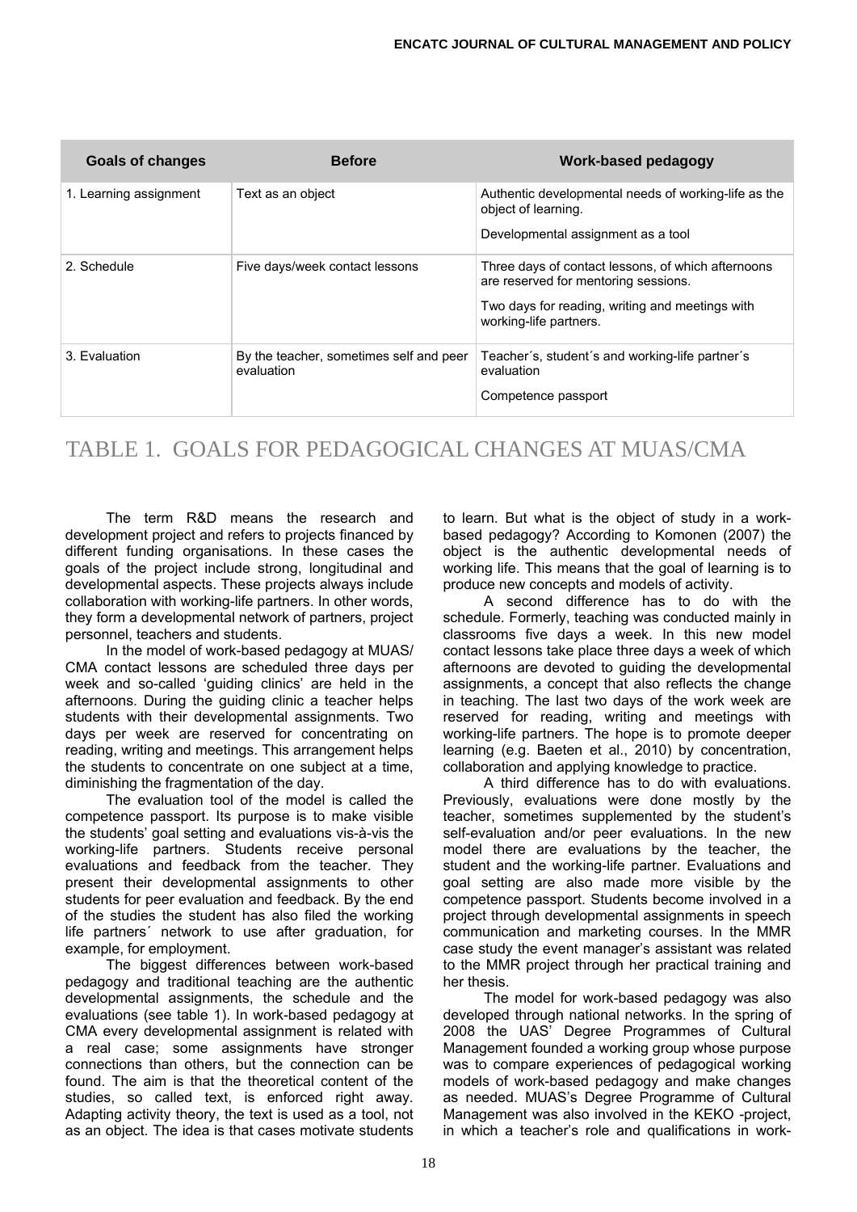| Goals of changes | Before | Work-based pedagogy |
|---|---|---|
| 1. Learning assignment | Text as an object | Authentic developmental needs of working-life as the object of learning.<br><br>Developmental assignment as a tool |
| 2. Schedule | Five days/week contact lessons | Three days of contact lessons, of which afternoons are reserved for mentoring sessions.<br><br>Two days for reading, writing and meetings with working-life partners. |
| 3. Evaluation | By the teacher, sometimes self and peer evaluation | Teacher´s, student´s and working-life partner´s evaluation<br><br>Competence passport |

TABLE 1. GOALS FOR PEDAGOGICAL CHANGES AT MUAS/CMA

The term R&D means the research and development project and refers to projects financed by different funding organisations. In these cases the goals of the project include strong, longitudinal and developmental aspects. These projects always include collaboration with working-life partners. In other words, they form a developmental network of partners, project personnel, teachers and students.

In the model of work-based pedagogy at MUAS/ CMA contact lessons are scheduled three days per week and so-called 'guiding clinics' are held in the afternoons. During the guiding clinic a teacher helps students with their developmental assignments. Two days per week are reserved for concentrating on reading, writing and meetings. This arrangement helps the students to concentrate on one subject at a time, diminishing the fragmentation of the day.

The evaluation tool of the model is called the competence passport. Its purpose is to make visible the students' goal setting and evaluations vis-à-vis the working-life partners. Students receive personal evaluations and feedback from the teacher. They present their developmental assignments to other students for peer evaluation and feedback. By the end of the studies the student has also filed the working life partners´ network to use after graduation, for example, for employment.

The biggest differences between work-based pedagogy and traditional teaching are the authentic developmental assignments, the schedule and the evaluations (see table 1). In work-based pedagogy at CMA every developmental assignment is related with a real case; some assignments have stronger connections than others, but the connection can be found. The aim is that the theoretical content of the studies, so called text, is enforced right away. Adapting activity theory, the text is used as a tool, not as an object. The idea is that cases motivate students to learn. But what is the object of study in a work-based pedagogy? According to Komonen (2007) the object is the authentic developmental needs of working life. This means that the goal of learning is to produce new concepts and models of activity.

A second difference has to do with the schedule. Formerly, teaching was conducted mainly in classrooms five days a week. In this new model contact lessons take place three days a week of which afternoons are devoted to guiding the developmental assignments, a concept that also reflects the change in teaching. The last two days of the work week are reserved for reading, writing and meetings with working-life partners. The hope is to promote deeper learning (e.g. Baeten et al., 2010) by concentration, collaboration and applying knowledge to practice.

A third difference has to do with evaluations. Previously, evaluations were done mostly by the teacher, sometimes supplemented by the student's self-evaluation and/or peer evaluations. In the new model there are evaluations by the teacher, the student and the working-life partner. Evaluations and goal setting are also made more visible by the competence passport. Students become involved in a project through developmental assignments in speech communication and marketing courses. In the MMR case study the event manager's assistant was related to the MMR project through her practical training and her thesis.

The model for work-based pedagogy was also developed through national networks. In the spring of 2008 the UAS' Degree Programmes of Cultural Management founded a working group whose purpose was to compare experiences of pedagogical working models of work-based pedagogy and make changes as needed. MUAS's Degree Programme of Cultural Management was also involved in the KEKO -project, in which a teacher's role and qualifications in work-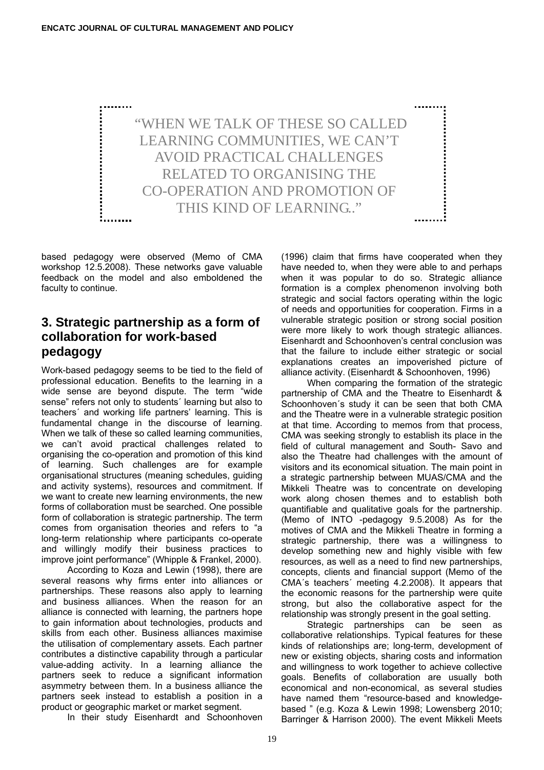> "WHEN WE TALK OF THESE SO CALLED LEARNING COMMUNITIES, WE CAN'T AVOID PRACTICAL CHALLENGES RELATED TO ORGANISING THE CO-OPERATION AND PROMOTION OF THIS KIND OF LEARNING.."

based pedagogy were observed (Memo of CMA workshop 12.5.2008). These networks gave valuable feedback on the model and also emboldened the faculty to continue.

## 3. Strategic partnership as a form of collaboration for work-based pedagogy

Work-based pedagogy seems to be tied to the field of professional education. Benefits to the learning in a wide sense are beyond dispute. The term "wide sense" refers not only to students´ learning but also to teachers´ and working life partners' learning. This is fundamental change in the discourse of learning. When we talk of these so called learning communities, we can't avoid practical challenges related to organising the co-operation and promotion of this kind of learning. Such challenges are for example organisational structures (meaning schedules, guiding and activity systems), resources and commitment. If we want to create new learning environments, the new forms of collaboration must be searched. One possible form of collaboration is strategic partnership. The term comes from organisation theories and refers to "a long-term relationship where participants co-operate and willingly modify their business practices to improve joint performance" (Whipple & Frankel, 2000).

According to Koza and Lewin (1998), there are several reasons why firms enter into alliances or partnerships. These reasons also apply to learning and business alliances. When the reason for an alliance is connected with learning, the partners hope to gain information about technologies, products and skills from each other. Business alliances maximise the utilisation of complementary assets. Each partner contributes a distinctive capability through a particular value-adding activity. In a learning alliance the partners seek to reduce a significant information asymmetry between them. In a business alliance the partners seek instead to establish a position in a product or geographic market or market segment.

In their study Eisenhardt and Schoonhoven (1996) claim that firms have cooperated when they have needed to, when they were able to and perhaps when it was popular to do so. Strategic alliance formation is a complex phenomenon involving both strategic and social factors operating within the logic of needs and opportunities for cooperation. Firms in a vulnerable strategic position or strong social position were more likely to work though strategic alliances. Eisenhardt and Schoonhoven's central conclusion was that the failure to include either strategic or social explanations creates an impoverished picture of alliance activity. (Eisenhardt & Schoonhoven, 1996)

When comparing the formation of the strategic partnership of CMA and the Theatre to Eisenhardt & Schoonhoven´s study it can be seen that both CMA and the Theatre were in a vulnerable strategic position at that time. According to memos from that process, CMA was seeking strongly to establish its place in the field of cultural management and South- Savo and also the Theatre had challenges with the amount of visitors and its economical situation. The main point in a strategic partnership between MUAS/CMA and the Mikkeli Theatre was to concentrate on developing work along chosen themes and to establish both quantifiable and qualitative goals for the partnership. (Memo of INTO -pedagogy 9.5.2008) As for the motives of CMA and the Mikkeli Theatre in forming a strategic partnership, there was a willingness to develop something new and highly visible with few resources, as well as a need to find new partnerships, concepts, clients and financial support (Memo of the CMA´s teachers´ meeting 4.2.2008). It appears that the economic reasons for the partnership were quite strong, but also the collaborative aspect for the relationship was strongly present in the goal setting.

Strategic partnerships can be seen as collaborative relationships. Typical features for these kinds of relationships are; long-term, development of new or existing objects, sharing costs and information and willingness to work together to achieve collective goals. Benefits of collaboration are usually both economical and non-economical, as several studies have named them "resource-based and knowledge-based " (e.g. Koza & Lewin 1998; Lowensberg 2010; Barringer & Harrison 2000). The event Mikkeli Meets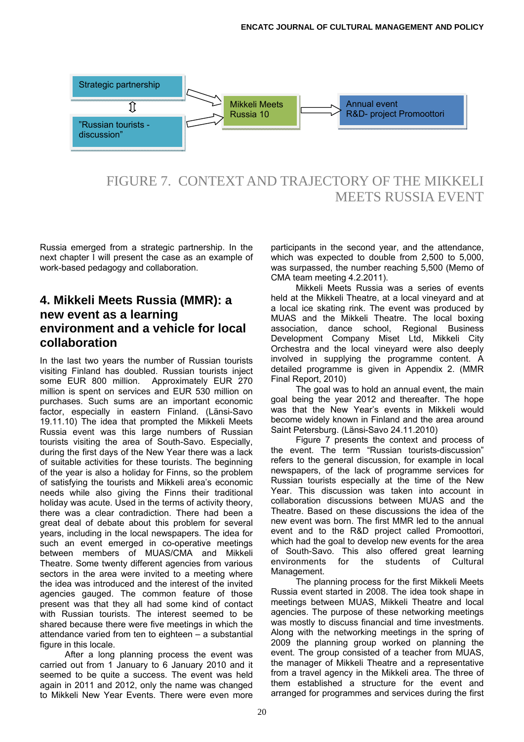Strategic partnership

⇕

"Russian tourists - discussion"

Mikkeli Meets Russia 10

Annual event
R&D- project Promoottori

FIGURE 7. CONTEXT AND TRAJECTORY OF THE MIKKELI MEETS RUSSIA EVENT

Russia emerged from a strategic partnership. In the next chapter I will present the case as an example of work-based pedagogy and collaboration.

## 4. Mikkeli Meets Russia (MMR): a new event as a learning environment and a vehicle for local collaboration

In the last two years the number of Russian tourists visiting Finland has doubled. Russian tourists inject some EUR 800 million. Approximately EUR 270 million is spent on services and EUR 530 million on purchases. Such sums are an important economic factor, especially in eastern Finland. (Länsi-Savo 19.11.10) The idea that prompted the Mikkeli Meets Russia event was this large numbers of Russian tourists visiting the area of South-Savo. Especially, during the first days of the New Year there was a lack of suitable activities for these tourists. The beginning of the year is also a holiday for Finns, so the problem of satisfying the tourists and Mikkeli area's economic needs while also giving the Finns their traditional holiday was acute. Used in the terms of activity theory, there was a clear contradiction. There had been a great deal of debate about this problem for several years, including in the local newspapers. The idea for such an event emerged in co-operative meetings between members of MUAS/CMA and Mikkeli Theatre. Some twenty different agencies from various sectors in the area were invited to a meeting where the idea was introduced and the interest of the invited agencies gauged. The common feature of those present was that they all had some kind of contact with Russian tourists. The interest seemed to be shared because there were five meetings in which the attendance varied from ten to eighteen – a substantial figure in this locale.

After a long planning process the event was carried out from 1 January to 6 January 2010 and it seemed to be quite a success. The event was held again in 2011 and 2012, only the name was changed to Mikkeli New Year Events. There were even more participants in the second year, and the attendance, which was expected to double from 2,500 to 5,000, was surpassed, the number reaching 5,500 (Memo of CMA team meeting 4.2.2011).

Mikkeli Meets Russia was a series of events held at the Mikkeli Theatre, at a local vineyard and at a local ice skating rink. The event was produced by MUAS and the Mikkeli Theatre. The local boxing association, dance school, Regional Business Development Company Miset Ltd, Mikkeli City Orchestra and the local vineyard were also deeply involved in supplying the programme content. A detailed programme is given in Appendix 2. (MMR Final Report, 2010)

The goal was to hold an annual event, the main goal being the year 2012 and thereafter. The hope was that the New Year's events in Mikkeli would become widely known in Finland and the area around Saint Petersburg. (Länsi-Savo 24.11.2010)

Figure 7 presents the context and process of the event. The term "Russian tourists-discussion" refers to the general discussion, for example in local newspapers, of the lack of programme services for Russian tourists especially at the time of the New Year. This discussion was taken into account in collaboration discussions between MUAS and the Theatre. Based on these discussions the idea of the new event was born. The first MMR led to the annual event and to the R&D project called Promoottori, which had the goal to develop new events for the area of South-Savo. This also offered great learning environments for the students of Cultural Management.

The planning process for the first Mikkeli Meets Russia event started in 2008. The idea took shape in meetings between MUAS, Mikkeli Theatre and local agencies. The purpose of these networking meetings was mostly to discuss financial and time investments. Along with the networking meetings in the spring of 2009 the planning group worked on planning the event. The group consisted of a teacher from MUAS, the manager of Mikkeli Theatre and a representative from a travel agency in the Mikkeli area. The three of them established a structure for the event and arranged for programmes and services during the first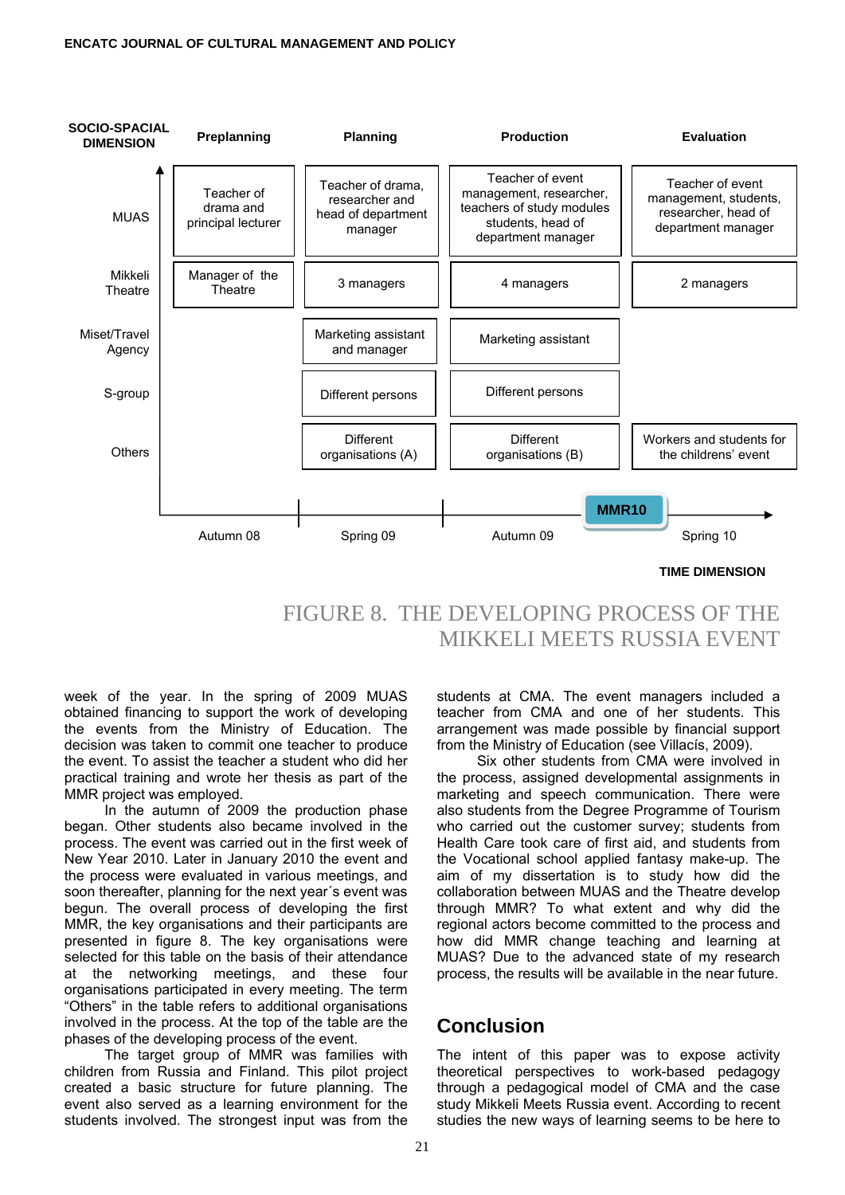| SOCIO-SPACIAL DIMENSION | Preplanning | Planning | Production | Evaluation |
|---|---|---|---|---|
| MUAS | Teacher of drama and principal lecturer | Teacher of drama, researcher and head of department manager | Teacher of event management, researcher, teachers of study modules students, head of department manager | Teacher of event management, students, researcher, head of department manager |
| Mikkeli Theatre | Manager of the Theatre | 3 managers | 4 managers | 2 managers |
| Miset/Travel Agency | | Marketing assistant and manager | Marketing assistant | |
| S-group | | Different persons | Different persons | |
| Others | | Different organisations (A) | Different organisations (B) | Workers and students for the childrens' event |
| TIME DIMENSION | Autumn 08 | Spring 09 | Autumn 09 (MMR10) | Spring 10 |

FIGURE 8. THE DEVELOPING PROCESS OF THE MIKKELI MEETS RUSSIA EVENT

week of the year. In the spring of 2009 MUAS obtained financing to support the work of developing the events from the Ministry of Education. The decision was taken to commit one teacher to produce the event. To assist the teacher a student who did her practical training and wrote her thesis as part of the MMR project was employed.

In the autumn of 2009 the production phase began. Other students also became involved in the process. The event was carried out in the first week of New Year 2010. Later in January 2010 the event and the process were evaluated in various meetings, and soon thereafter, planning for the next year´s event was begun. The overall process of developing the first MMR, the key organisations and their participants are presented in figure 8. The key organisations were selected for this table on the basis of their attendance at the networking meetings, and these four organisations participated in every meeting. The term "Others" in the table refers to additional organisations involved in the process. At the top of the table are the phases of the developing process of the event.

The target group of MMR was families with children from Russia and Finland. This pilot project created a basic structure for future planning. The event also served as a learning environment for the students involved. The strongest input was from the students at CMA. The event managers included a teacher from CMA and one of her students. This arrangement was made possible by financial support from the Ministry of Education (see Villacís, 2009).

Six other students from CMA were involved in the process, assigned developmental assignments in marketing and speech communication. There were also students from the Degree Programme of Tourism who carried out the customer survey; students from Health Care took care of first aid, and students from the Vocational school applied fantasy make-up. The aim of my dissertation is to study how did the collaboration between MUAS and the Theatre develop through MMR? To what extent and why did the regional actors become committed to the process and how did MMR change teaching and learning at MUAS? Due to the advanced state of my research process, the results will be available in the near future.

## Conclusion

The intent of this paper was to expose activity theoretical perspectives to work-based pedagogy through a pedagogical model of CMA and the case study Mikkeli Meets Russia event. According to recent studies the new ways of learning seems to be here to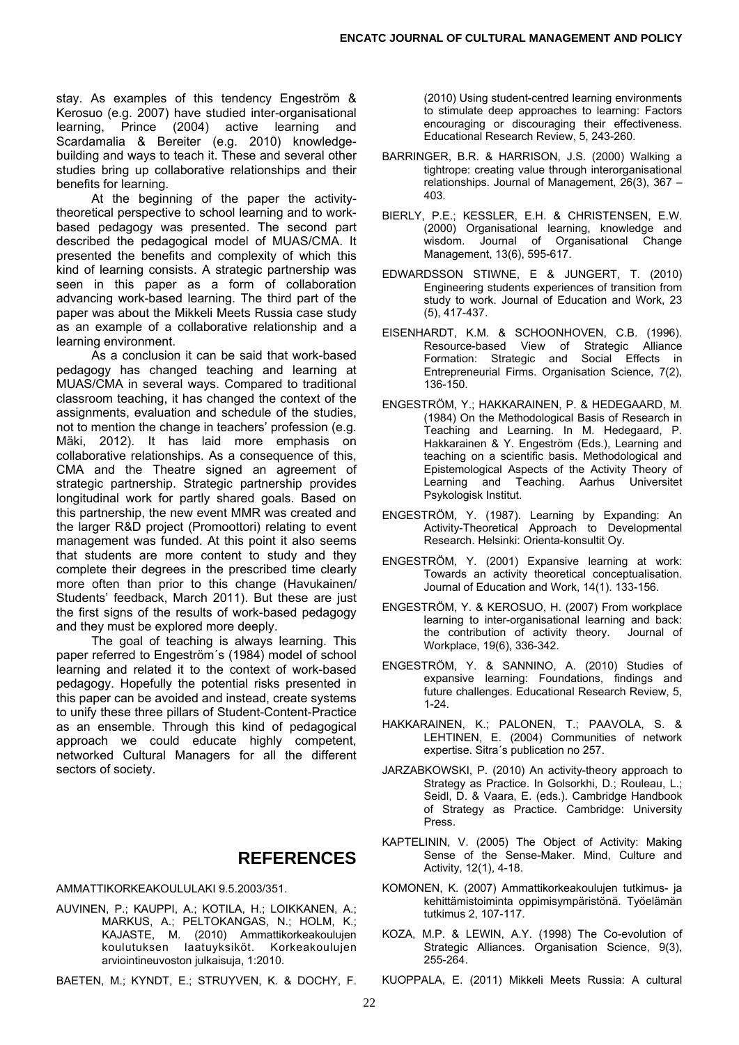stay. As examples of this tendency Engeström & Kerosuo (e.g. 2007) have studied inter-organisational learning, Prince (2004) active learning and Scardamalia & Bereiter (e.g. 2010) knowledge-building and ways to teach it. These and several other studies bring up collaborative relationships and their benefits for learning.

At the beginning of the paper the activity-theoretical perspective to school learning and to work-based pedagogy was presented. The second part described the pedagogical model of MUAS/CMA. It presented the benefits and complexity of which this kind of learning consists. A strategic partnership was seen in this paper as a form of collaboration advancing work-based learning. The third part of the paper was about the Mikkeli Meets Russia case study as an example of a collaborative relationship and a learning environment.

As a conclusion it can be said that work-based pedagogy has changed teaching and learning at MUAS/CMA in several ways. Compared to traditional classroom teaching, it has changed the context of the assignments, evaluation and schedule of the studies, not to mention the change in teachers' profession (e.g. Mäki, 2012). It has laid more emphasis on collaborative relationships. As a consequence of this, CMA and the Theatre signed an agreement of strategic partnership. Strategic partnership provides longitudinal work for partly shared goals. Based on this partnership, the new event MMR was created and the larger R&D project (Promoottori) relating to event management was funded. At this point it also seems that students are more content to study and they complete their degrees in the prescribed time clearly more often than prior to this change (Havukainen/ Students' feedback, March 2011). But these are just the first signs of the results of work-based pedagogy and they must be explored more deeply.

The goal of teaching is always learning. This paper referred to Engeström´s (1984) model of school learning and related it to the context of work-based pedagogy. Hopefully the potential risks presented in this paper can be avoided and instead, create systems to unify these three pillars of Student-Content-Practice as an ensemble. Through this kind of pedagogical approach we could educate highly competent, networked Cultural Managers for all the different sectors of society.

## REFERENCES

AMMATTIKORKEAKOULULAKI 9.5.2003/351.

AUVINEN, P.; KAUPPI, A.; KOTILA, H.; LOIKKANEN, A.; MARKUS, A.; PELTOKANGAS, N.; HOLM, K.; KAJASTE, M. (2010) Ammattikorkeakoulujen koulutuksen laatuyksiköt. Korkeakoulujen arviointineuvoston julkaisuja, 1:2010.

BAETEN, M.; KYNDT, E.; STRUYVEN, K. & DOCHY, F. (2010) Using student-centred learning environments to stimulate deep approaches to learning: Factors encouraging or discouraging their effectiveness. Educational Research Review, 5, 243-260.

BARRINGER, B.R. & HARRISON, J.S. (2000) Walking a tightrope: creating value through interorganisational relationships. Journal of Management, 26(3), 367 – 403.

BIERLY, P.E.; KESSLER, E.H. & CHRISTENSEN, E.W. (2000) Organisational learning, knowledge and wisdom. Journal of Organisational Change Management, 13(6), 595-617.

EDWARDSSON STIWNE, E & JUNGERT, T. (2010) Engineering students experiences of transition from study to work. Journal of Education and Work, 23 (5), 417-437.

EISENHARDT, K.M. & SCHOONHOVEN, C.B. (1996). Resource-based View of Strategic Alliance Formation: Strategic and Social Effects in Entrepreneurial Firms. Organisation Science, 7(2), 136-150.

ENGESTRÖM, Y.; HAKKARAINEN, P. & HEDEGAARD, M. (1984) On the Methodological Basis of Research in Teaching and Learning. In M. Hedegaard, P. Hakkarainen & Y. Engeström (Eds.), Learning and teaching on a scientific basis. Methodological and Epistemological Aspects of the Activity Theory of Learning and Teaching. Aarhus Universitet Psykologisk Institut.

ENGESTRÖM, Y. (1987). Learning by Expanding: An Activity-Theoretical Approach to Developmental Research. Helsinki: Orienta-konsultit Oy.

ENGESTRÖM, Y. (2001) Expansive learning at work: Towards an activity theoretical conceptualisation. Journal of Education and Work, 14(1). 133-156.

ENGESTRÖM, Y. & KEROSUO, H. (2007) From workplace learning to inter-organisational learning and back: the contribution of activity theory. Journal of Workplace, 19(6), 336-342.

ENGESTRÖM, Y. & SANNINO, A. (2010) Studies of expansive learning: Foundations, findings and future challenges. Educational Research Review, 5, 1-24.

HAKKARAINEN, K.; PALONEN, T.; PAAVOLA, S. & LEHTINEN, E. (2004) Communities of network expertise. Sitra´s publication no 257.

JARZABKOWSKI, P. (2010) An activity-theory approach to Strategy as Practice. In Golsorkhi, D.; Rouleau, L.; Seidl, D. & Vaara, E. (eds.). Cambridge Handbook of Strategy as Practice. Cambridge: University Press.

KAPTELININ, V. (2005) The Object of Activity: Making Sense of the Sense-Maker. Mind, Culture and Activity, 12(1), 4-18.

KOMONEN, K. (2007) Ammattikorkeakoulujen tutkimus- ja kehittämistoiminta oppimisympäristönä. Työelämän tutkimus 2, 107-117.

KOZA, M.P. & LEWIN, A.Y. (1998) The Co-evolution of Strategic Alliances. Organisation Science, 9(3), 255-264.

KUOPPALA, E. (2011) Mikkeli Meets Russia: A cultural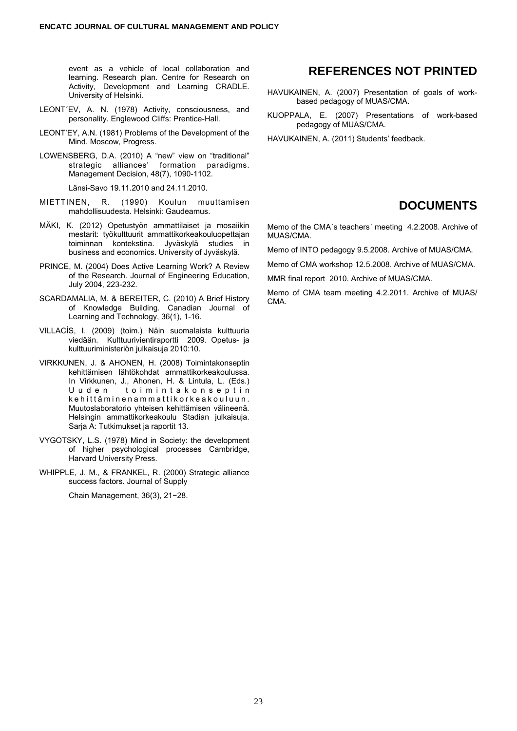event as a vehicle of local collaboration and learning. Research plan. Centre for Research on Activity, Development and Learning CRADLE. University of Helsinki.

LEONT´EV, A. N. (1978) Activity, consciousness, and personality. Englewood Cliffs: Prentice-Hall.

LEONT'EY, A.N. (1981) Problems of the Development of the Mind. Moscow, Progress.

LOWENSBERG, D.A. (2010) A "new" view on "traditional" strategic alliances' formation paradigms. Management Decision, 48(7), 1090-1102.

Länsi-Savo 19.11.2010 and 24.11.2010.

MIETTINEN, R. (1990) Koulun muuttamisen mahdollisuudesta. Helsinki: Gaudeamus.

MÄKI, K. (2012) Opetustyön ammattilaiset ja mosaiikin mestarit: työkulttuurit ammattikorkeakouluopettajan toiminnan kontekstina. Jyväskylä studies in business and economics. University of Jyväskylä.

PRINCE, M. (2004) Does Active Learning Work? A Review of the Research. Journal of Engineering Education, July 2004, 223-232.

SCARDAMALIA, M. & BEREITER, C. (2010) A Brief History of Knowledge Building. Canadian Journal of Learning and Technology, 36(1), 1-16.

VILLACÍS, I. (2009) (toim.) Näin suomalaista kulttuuria viedään. Kulttuurivientiraportti 2009. Opetus- ja kulttuuriministeriön julkaisuja 2010:10.

VIRKKUNEN, J. & AHONEN, H. (2008) Toimintakonseptin kehittämisen lähtökohdat ammattikorkeakoulussa. In Virkkunen, J., Ahonen, H. & Lintula, L. (Eds.) Uuden toimintakonseptin kehittäminenammattikorkeakouluun. Muutoslaboratorio yhteisen kehittämisen välineenä. Helsingin ammattikorkeakoulu Stadian julkaisuja. Sarja A: Tutkimukset ja raportit 13.

VYGOTSKY, L.S. (1978) Mind in Society: the development of higher psychological processes Cambridge, Harvard University Press.

WHIPPLE, J. M., & FRANKEL, R. (2000) Strategic alliance success factors. Journal of Supply

Chain Management, 36(3), 21−28.

## REFERENCES NOT PRINTED

HAVUKAINEN, A. (2007) Presentation of goals of work-based pedagogy of MUAS/CMA.

KUOPPALA, E. (2007) Presentations of work-based pedagogy of MUAS/CMA.

HAVUKAINEN, A. (2011) Students' feedback.

## DOCUMENTS

Memo of the CMA´s teachers´ meeting 4.2.2008. Archive of MUAS/CMA.

Memo of INTO pedagogy 9.5.2008. Archive of MUAS/CMA.

Memo of CMA workshop 12.5.2008. Archive of MUAS/CMA.

MMR final report 2010. Archive of MUAS/CMA.

Memo of CMA team meeting 4.2.2011. Archive of MUAS/CMA.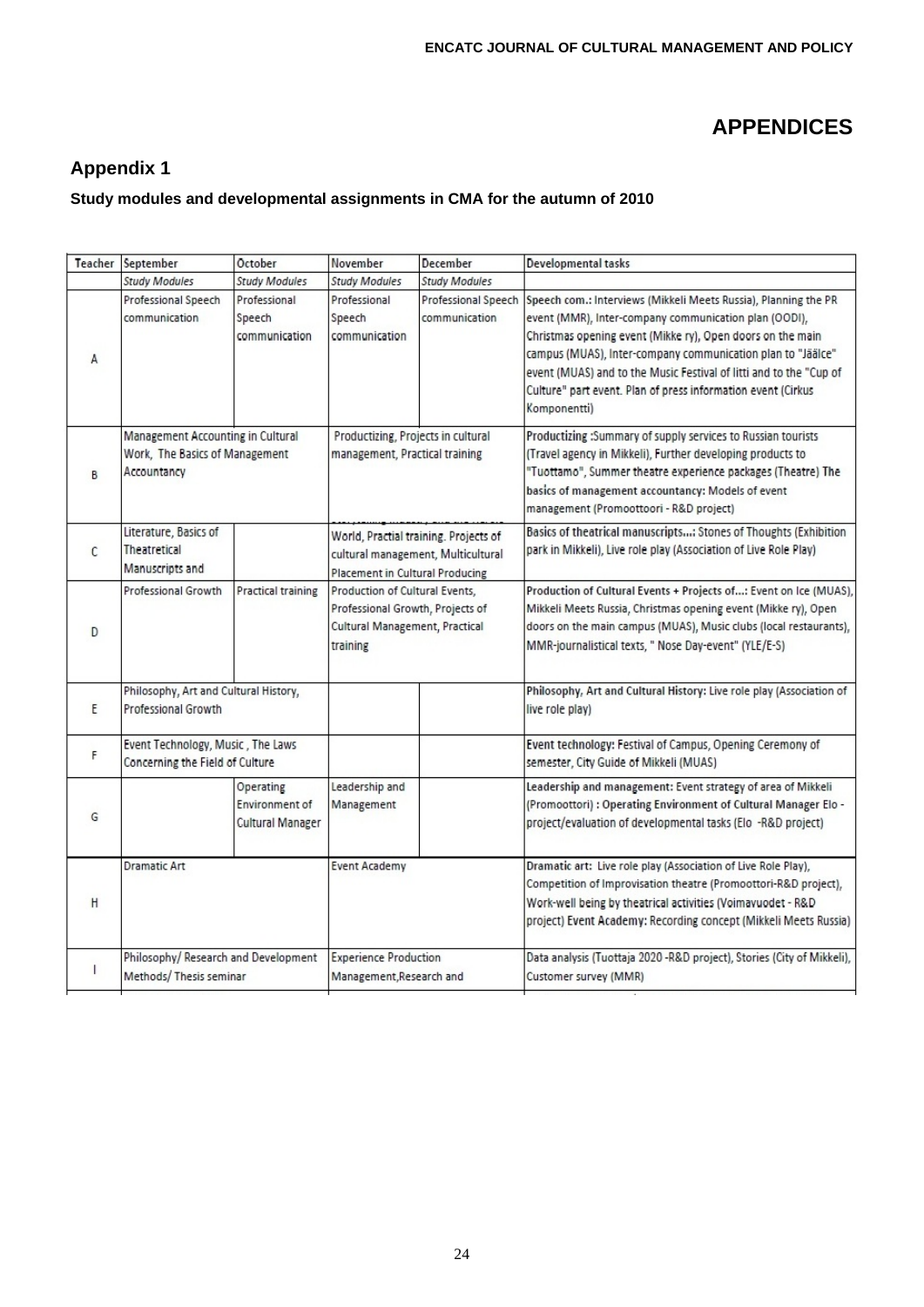# APPENDICES

## Appendix 1

**Study modules and developmental assignments in CMA for the autumn of 2010**

| Teacher | September | October | November | December | Developmental tasks |
|---|---|---|---|---|---|
| | *Study Modules* | *Study Modules* | *Study Modules* | *Study Modules* | |
| A | Professional Speech communication | Professional Speech communication | Professional Speech communication | Professional Speech communication | Speech com.: Interviews (Mikkeli Meets Russia), Planning the PR event (MMR), Inter-company communication plan (OODI), Christmas opening event (Mikke ry), Open doors on the main campus (MUAS), Inter-company communication plan to "Jäälce" event (MUAS) and to the Music Festival of Iitti and to the "Cup of Culture" part event. Plan of press information event (Cirkus Komponentti) |
| B | Management Accounting in Cultural Work, The Basics of Management Accountancy | | Productizing, Projects in cultural management, Practical training | | **Productizing** :Summary of supply services to Russian tourists (Travel agency in Mikkeli), Further developing products to "Tuottamo", Summer theatre experience packages (Theatre) **The basics of management accountancy:** Models of event management (Promoottoori - R&D project) |
| C | Literature, Basics of Theatrical Manuscripts and | | World, Practial training. Projects of cultural management, Multicultural Placement in Cultural Producing | | **Basics of theatrical manuscripts...:** Stones of Thoughts (Exhibition park in Mikkeli), Live role play (Association of Live Role Play) |
| D | Professional Growth | Practical training | Production of Cultural Events, Professional Growth, Projects of Cultural Management, Practical training | | **Production of Cultural Events + Projects of...:** Event on Ice (MUAS), Mikkeli Meets Russia, Christmas opening event (Mikke ry), Open doors on the main campus (MUAS), Music clubs (local restaurants), MMR-journalistical texts, " Nose Day-event" (YLE/E-S) |
| E | Philosophy, Art and Cultural History, Professional Growth | | | | **Philosophy, Art and Cultural History:** Live role play (Association of live role play) |
| F | Event Technology, Music , The Laws Concerning the Field of Culture | | | | **Event technology:** Festival of Campus, Opening Ceremony of semester, City Guide of Mikkeli (MUAS) |
| G | | Operating Environment of Cultural Manager | Leadership and Management | | **Leadership and management:** Event strategy of area of Mikkeli (Promoottori) **: Operating Environment of Cultural Manager** Elo - project/evaluation of developmental tasks (Elo -R&D project) |
| H | Dramatic Art | | Event Academy | | **Dramatic art:** Live role play (Association of Live Role Play), Competition of Improvisation theatre (Promoottori-R&D project), Work-well being by theatrical activities (Voimavuodet - R&D project) **Event Academy:** Recording concept (Mikkeli Meets Russia) |
| I | Philosophy/ Research and Development Methods/ Thesis seminar | | Experience Production Management,Research and | | Data analysis (Tuottaja 2020 -R&D project), Stories (City of Mikkeli), Customer survey (MMR) |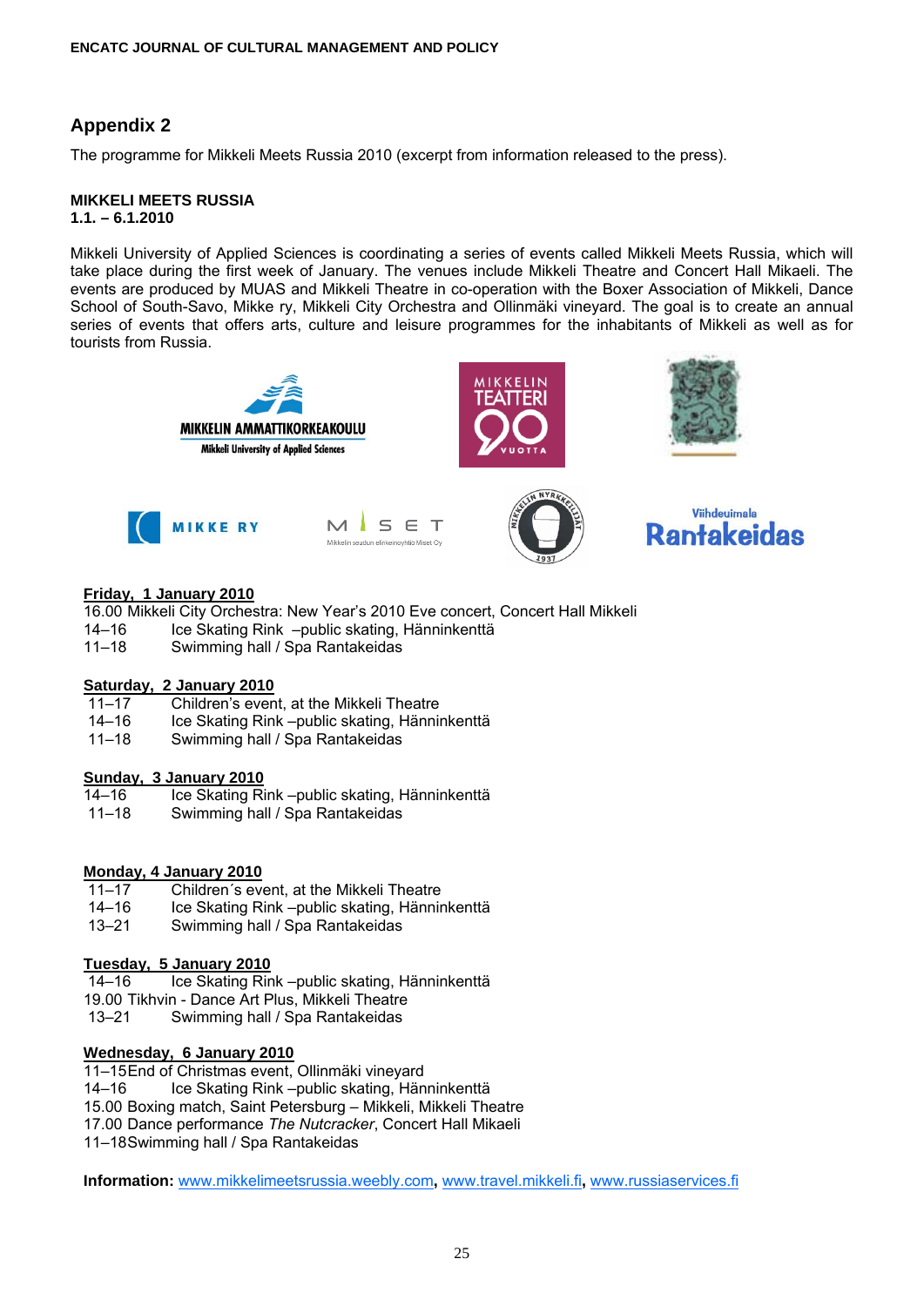## Appendix 2

The programme for Mikkeli Meets Russia 2010 (excerpt from information released to the press).

**MIKKELI MEETS RUSSIA**
**1.1. – 6.1.2010**

Mikkeli University of Applied Sciences is coordinating a series of events called Mikkeli Meets Russia, which will take place during the first week of January. The venues include Mikkeli Theatre and Concert Hall Mikaeli. The events are produced by MUAS and Mikkeli Theatre in co-operation with the Boxer Association of Mikkeli, Dance School of South-Savo, Mikke ry, Mikkeli City Orchestra and Ollinmäki vineyard. The goal is to create an annual series of events that offers arts, culture and leisure programmes for the inhabitants of Mikkeli as well as for tourists from Russia.

MIKKELIN AMMATTIKORKEAKOULU
Mikkeli University of Applied Sciences

MIKKELIN TEATTERI 90 VUOTTA

MIKKE RY

MISET
Mikkelin seudun elinkeinoyhtiö Miset Oy

MIKKELIN NYRKKEILIJÄT 1937

Viihdeuimala
Rantakeidas

**Friday, 1 January 2010**
16.00 Mikkeli City Orchestra: New Year's 2010 Eve concert, Concert Hall Mikkeli
14–16 Ice Skating Rink –public skating, Hänninkenttä
11–18 Swimming hall / Spa Rantakeidas

**Saturday, 2 January 2010**
11–17 Children's event, at the Mikkeli Theatre
14–16 Ice Skating Rink –public skating, Hänninkenttä
11–18 Swimming hall / Spa Rantakeidas

**Sunday, 3 January 2010**
14–16 Ice Skating Rink –public skating, Hänninkenttä
11–18 Swimming hall / Spa Rantakeidas

**Monday, 4 January 2010**
11–17 Children´s event, at the Mikkeli Theatre
14–16 Ice Skating Rink –public skating, Hänninkenttä
13–21 Swimming hall / Spa Rantakeidas

**Tuesday, 5 January 2010**
14–16 Ice Skating Rink –public skating, Hänninkenttä
19.00 Tikhvin - Dance Art Plus, Mikkeli Theatre
13–21 Swimming hall / Spa Rantakeidas

**Wednesday, 6 January 2010**
11–15End of Christmas event, Ollinmäki vineyard
14–16 Ice Skating Rink –public skating, Hänninkenttä
15.00 Boxing match, Saint Petersburg – Mikkeli, Mikkeli Theatre
17.00 Dance performance *The Nutcracker*, Concert Hall Mikaeli
11–18Swimming hall / Spa Rantakeidas

**Information:** www.mikkelimeetsrussia.weebly.com, www.travel.mikkeli.fi, www.russiaservices.fi